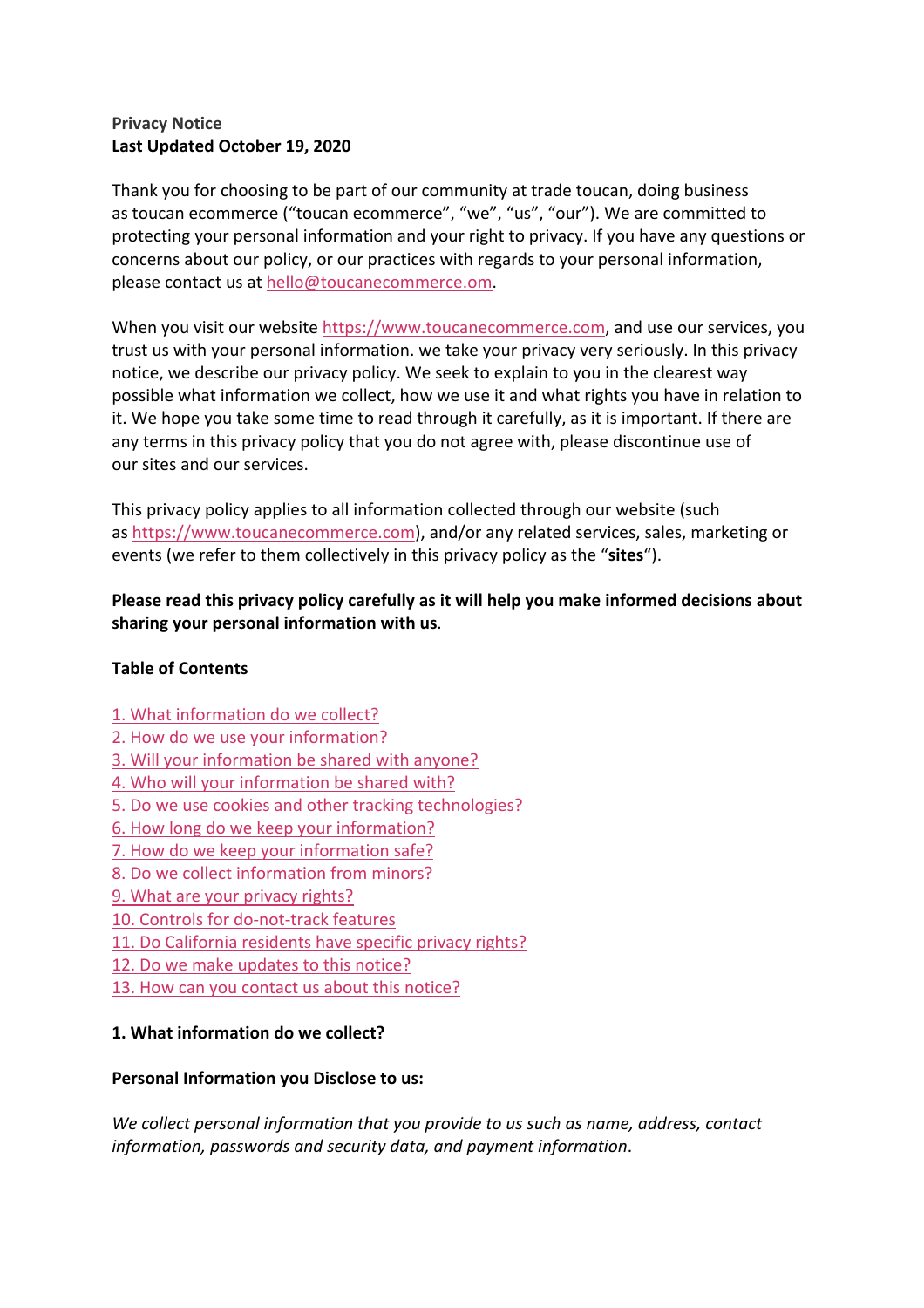**Privacy Notice**
**Last Updated October 19, 2020**

Thank you for choosing to be part of our community at trade toucan, doing business as toucan ecommerce ("toucan ecommerce", "we", "us", "our"). We are committed to protecting your personal information and your right to privacy. If you have any questions or concerns about our policy, or our practices with regards to your personal information, please contact us at [hello@toucanecommerce.om](mailto:hello@toucanecommerce.om).

When you visit our website [https://www.toucanecommerce.com](https://www.toucanecommerce.com), and use our services, you trust us with your personal information. we take your privacy very seriously. In this privacy notice, we describe our privacy policy. We seek to explain to you in the clearest way possible what information we collect, how we use it and what rights you have in relation to it. We hope you take some time to read through it carefully, as it is important. If there are any terms in this privacy policy that you do not agree with, please discontinue use of our sites and our services.

This privacy policy applies to all information collected through our website (such as [https://www.toucanecommerce.com](https://www.toucanecommerce.com)), and/or any related services, sales, marketing or events (we refer to them collectively in this privacy policy as the "**sites**").

**Please read this privacy policy carefully as it will help you make informed decisions about sharing your personal information with us**.

**Table of Contents**

1. What information do we collect?
2. How do we use your information?
3. Will your information be shared with anyone?
4. Who will your information be shared with?
5. Do we use cookies and other tracking technologies?
6. How long do we keep your information?
7. How do we keep your information safe?
8. Do we collect information from minors?
9. What are your privacy rights?
10. Controls for do-not-track features
11. Do California residents have specific privacy rights?
12. Do we make updates to this notice?
13. How can you contact us about this notice?

**1. What information do we collect?**

**Personal Information you Disclose to us:**

*We collect personal information that you provide to us such as name, address, contact information, passwords and security data, and payment information*.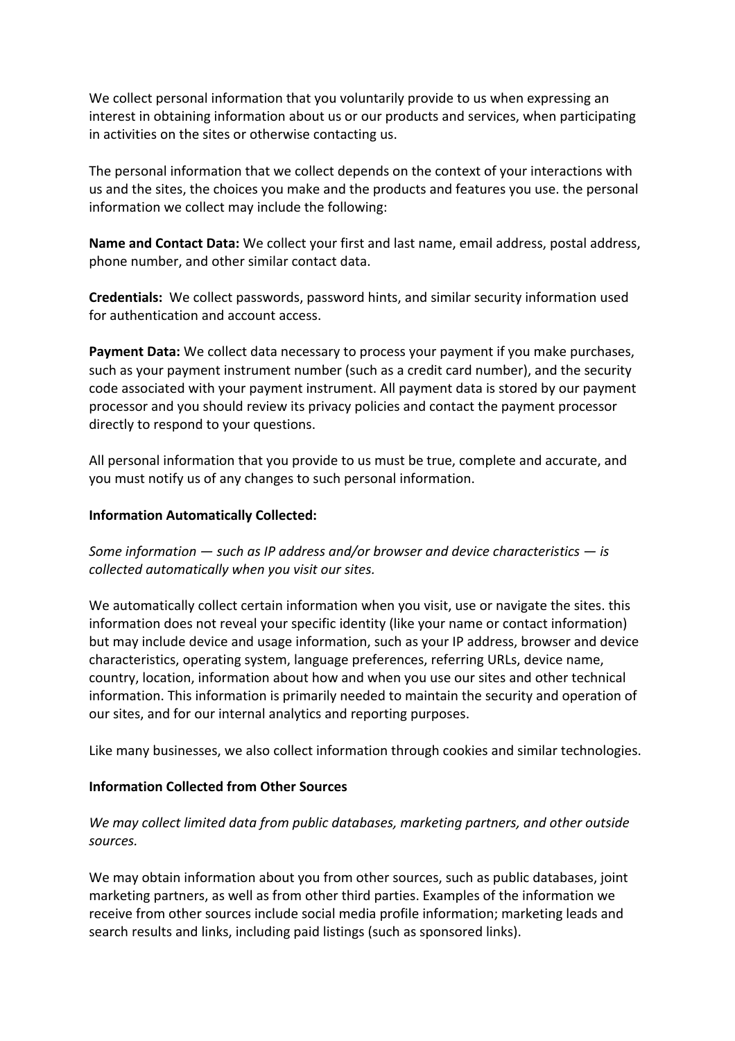We collect personal information that you voluntarily provide to us when expressing an interest in obtaining information about us or our products and services, when participating in activities on the sites or otherwise contacting us.

The personal information that we collect depends on the context of your interactions with us and the sites, the choices you make and the products and features you use. the personal information we collect may include the following:

**Name and Contact Data:** We collect your first and last name, email address, postal address, phone number, and other similar contact data.

**Credentials:** We collect passwords, password hints, and similar security information used for authentication and account access.

**Payment Data:** We collect data necessary to process your payment if you make purchases, such as your payment instrument number (such as a credit card number), and the security code associated with your payment instrument. All payment data is stored by our payment processor and you should review its privacy policies and contact the payment processor directly to respond to your questions.

All personal information that you provide to us must be true, complete and accurate, and you must notify us of any changes to such personal information.

**Information Automatically Collected:**

*Some information — such as IP address and/or browser and device characteristics — is collected automatically when you visit our sites.*

We automatically collect certain information when you visit, use or navigate the sites. this information does not reveal your specific identity (like your name or contact information) but may include device and usage information, such as your IP address, browser and device characteristics, operating system, language preferences, referring URLs, device name, country, location, information about how and when you use our sites and other technical information. This information is primarily needed to maintain the security and operation of our sites, and for our internal analytics and reporting purposes.

Like many businesses, we also collect information through cookies and similar technologies.

**Information Collected from Other Sources**

*We may collect limited data from public databases, marketing partners, and other outside sources.*

We may obtain information about you from other sources, such as public databases, joint marketing partners, as well as from other third parties. Examples of the information we receive from other sources include social media profile information; marketing leads and search results and links, including paid listings (such as sponsored links).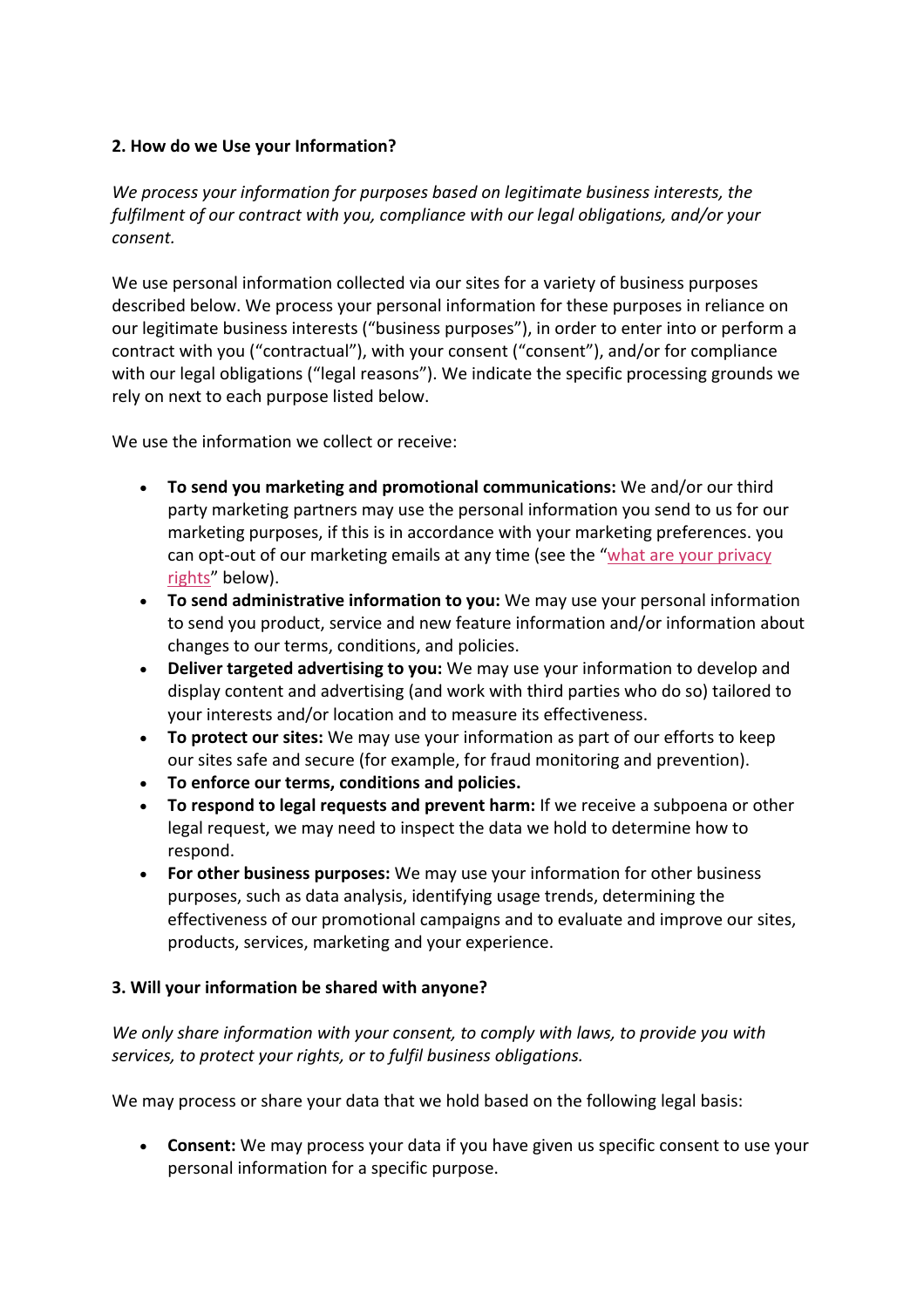**2. How do we Use your Information?**

*We process your information for purposes based on legitimate business interests, the fulfilment of our contract with you, compliance with our legal obligations, and/or your consent.*

We use personal information collected via our sites for a variety of business purposes described below. We process your personal information for these purposes in reliance on our legitimate business interests ("business purposes"), in order to enter into or perform a contract with you ("contractual"), with your consent ("consent"), and/or for compliance with our legal obligations ("legal reasons"). We indicate the specific processing grounds we rely on next to each purpose listed below.

We use the information we collect or receive:

- **To send you marketing and promotional communications:** We and/or our third party marketing partners may use the personal information you send to us for our marketing purposes, if this is in accordance with your marketing preferences. you can opt-out of our marketing emails at any time (see the "what are your privacy rights" below).
- **To send administrative information to you:** We may use your personal information to send you product, service and new feature information and/or information about changes to our terms, conditions, and policies.
- **Deliver targeted advertising to you:** We may use your information to develop and display content and advertising (and work with third parties who do so) tailored to your interests and/or location and to measure its effectiveness.
- **To protect our sites:** We may use your information as part of our efforts to keep our sites safe and secure (for example, for fraud monitoring and prevention).
- **To enforce our terms, conditions and policies.**
- **To respond to legal requests and prevent harm:** If we receive a subpoena or other legal request, we may need to inspect the data we hold to determine how to respond.
- **For other business purposes:** We may use your information for other business purposes, such as data analysis, identifying usage trends, determining the effectiveness of our promotional campaigns and to evaluate and improve our sites, products, services, marketing and your experience.

**3. Will your information be shared with anyone?**

*We only share information with your consent, to comply with laws, to provide you with services, to protect your rights, or to fulfil business obligations.*

We may process or share your data that we hold based on the following legal basis:

- **Consent:** We may process your data if you have given us specific consent to use your personal information for a specific purpose.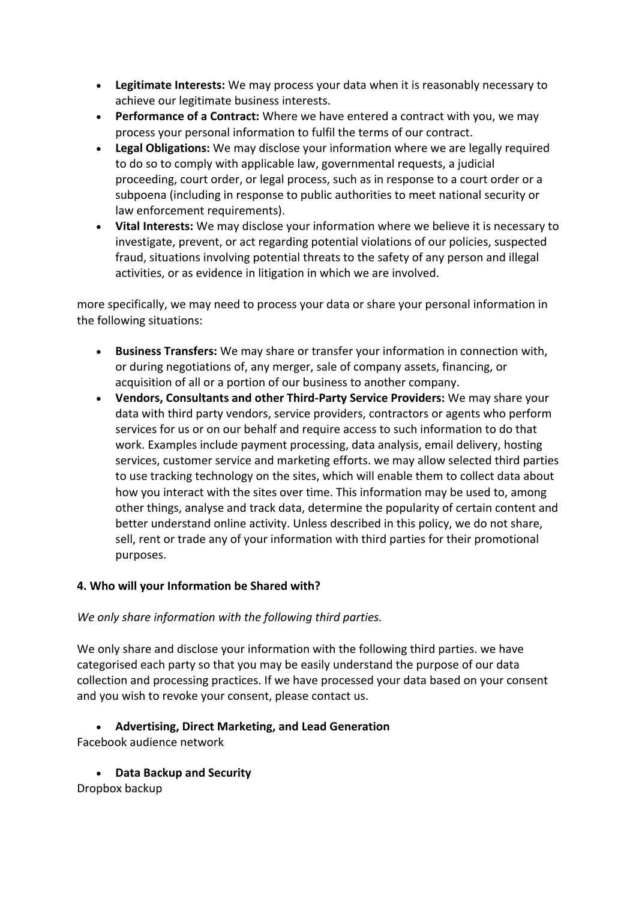- **Legitimate Interests:** We may process your data when it is reasonably necessary to achieve our legitimate business interests.
- **Performance of a Contract:** Where we have entered a contract with you, we may process your personal information to fulfil the terms of our contract.
- **Legal Obligations:** We may disclose your information where we are legally required to do so to comply with applicable law, governmental requests, a judicial proceeding, court order, or legal process, such as in response to a court order or a subpoena (including in response to public authorities to meet national security or law enforcement requirements).
- **Vital Interests:** We may disclose your information where we believe it is necessary to investigate, prevent, or act regarding potential violations of our policies, suspected fraud, situations involving potential threats to the safety of any person and illegal activities, or as evidence in litigation in which we are involved.

more specifically, we may need to process your data or share your personal information in the following situations:

- **Business Transfers:** We may share or transfer your information in connection with, or during negotiations of, any merger, sale of company assets, financing, or acquisition of all or a portion of our business to another company.
- **Vendors, Consultants and other Third-Party Service Providers:** We may share your data with third party vendors, service providers, contractors or agents who perform services for us or on our behalf and require access to such information to do that work. Examples include payment processing, data analysis, email delivery, hosting services, customer service and marketing efforts. we may allow selected third parties to use tracking technology on the sites, which will enable them to collect data about how you interact with the sites over time. This information may be used to, among other things, analyse and track data, determine the popularity of certain content and better understand online activity. Unless described in this policy, we do not share, sell, rent or trade any of your information with third parties for their promotional purposes.

**4. Who will your Information be Shared with?**

*We only share information with the following third parties.*

We only share and disclose your information with the following third parties. we have categorised each party so that you may be easily understand the purpose of our data collection and processing practices. If we have processed your data based on your consent and you wish to revoke your consent, please contact us.

- **Advertising, Direct Marketing, and Lead Generation**

Facebook audience network

- **Data Backup and Security**

Dropbox backup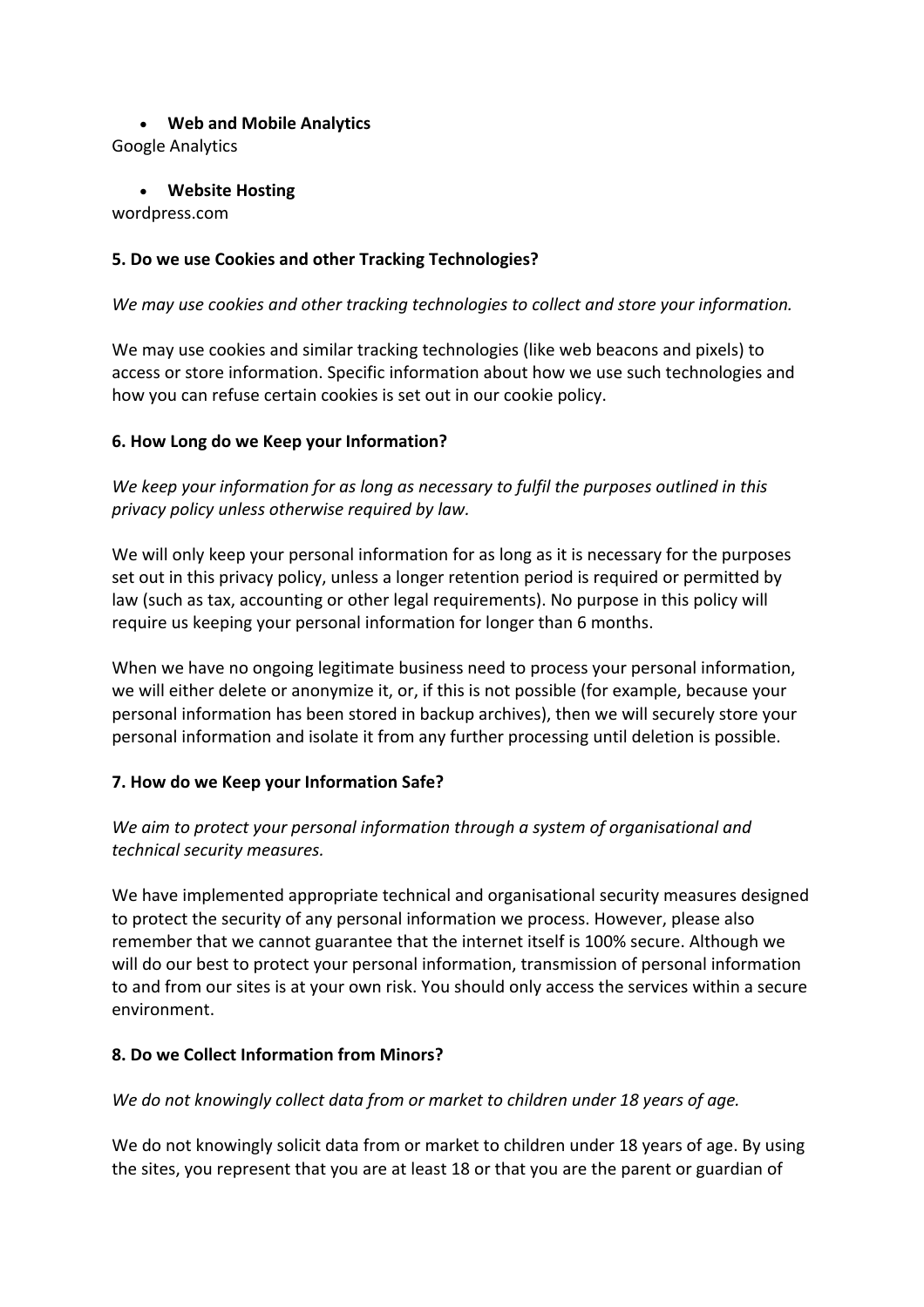- **Web and Mobile Analytics**

Google Analytics

- **Website Hosting**

wordpress.com

**5. Do we use Cookies and other Tracking Technologies?**

*We may use cookies and other tracking technologies to collect and store your information.*

We may use cookies and similar tracking technologies (like web beacons and pixels) to access or store information. Specific information about how we use such technologies and how you can refuse certain cookies is set out in our cookie policy.

**6. How Long do we Keep your Information?**

*We keep your information for as long as necessary to fulfil the purposes outlined in this privacy policy unless otherwise required by law.*

We will only keep your personal information for as long as it is necessary for the purposes set out in this privacy policy, unless a longer retention period is required or permitted by law (such as tax, accounting or other legal requirements). No purpose in this policy will require us keeping your personal information for longer than 6 months.

When we have no ongoing legitimate business need to process your personal information, we will either delete or anonymize it, or, if this is not possible (for example, because your personal information has been stored in backup archives), then we will securely store your personal information and isolate it from any further processing until deletion is possible.

**7. How do we Keep your Information Safe?**

*We aim to protect your personal information through a system of organisational and technical security measures.*

We have implemented appropriate technical and organisational security measures designed to protect the security of any personal information we process. However, please also remember that we cannot guarantee that the internet itself is 100% secure. Although we will do our best to protect your personal information, transmission of personal information to and from our sites is at your own risk. You should only access the services within a secure environment.

**8. Do we Collect Information from Minors?**

*We do not knowingly collect data from or market to children under 18 years of age.*

We do not knowingly solicit data from or market to children under 18 years of age. By using the sites, you represent that you are at least 18 or that you are the parent or guardian of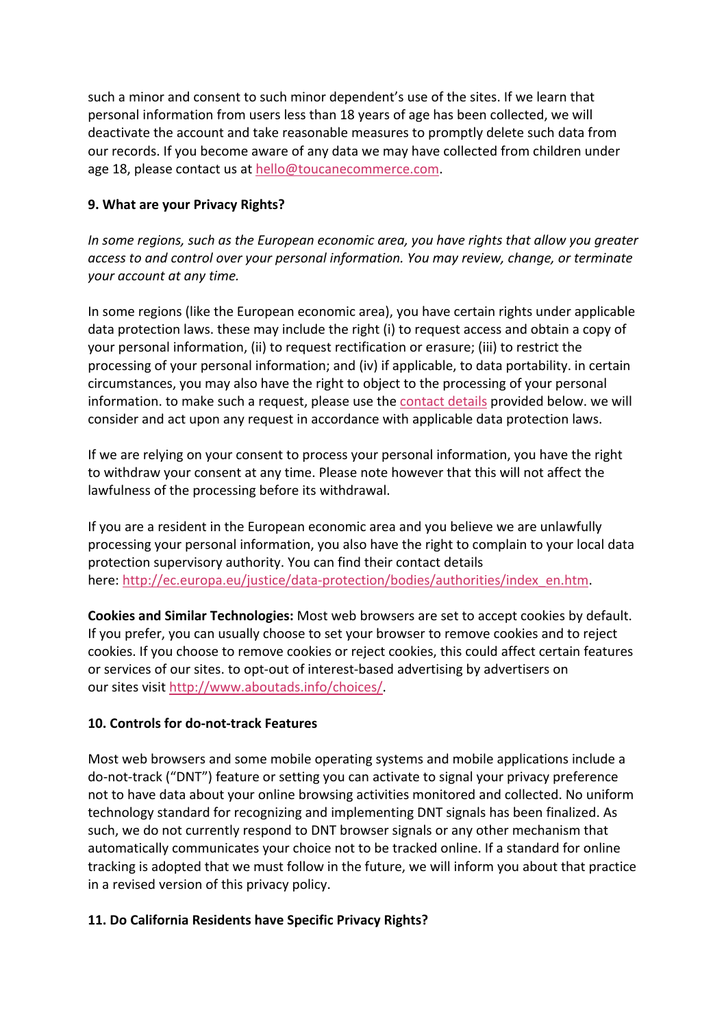such a minor and consent to such minor dependent's use of the sites. If we learn that personal information from users less than 18 years of age has been collected, we will deactivate the account and take reasonable measures to promptly delete such data from our records. If you become aware of any data we may have collected from children under age 18, please contact us at hello@toucanecommerce.com.

**9. What are your Privacy Rights?**

*In some regions, such as the European economic area, you have rights that allow you greater access to and control over your personal information. You may review, change, or terminate your account at any time.*

In some regions (like the European economic area), you have certain rights under applicable data protection laws. these may include the right (i) to request access and obtain a copy of your personal information, (ii) to request rectification or erasure; (iii) to restrict the processing of your personal information; and (iv) if applicable, to data portability. in certain circumstances, you may also have the right to object to the processing of your personal information. to make such a request, please use the contact details provided below. we will consider and act upon any request in accordance with applicable data protection laws.

If we are relying on your consent to process your personal information, you have the right to withdraw your consent at any time. Please note however that this will not affect the lawfulness of the processing before its withdrawal.

If you are a resident in the European economic area and you believe we are unlawfully processing your personal information, you also have the right to complain to your local data protection supervisory authority. You can find their contact details here: http://ec.europa.eu/justice/data-protection/bodies/authorities/index_en.htm.

**Cookies and Similar Technologies:** Most web browsers are set to accept cookies by default. If you prefer, you can usually choose to set your browser to remove cookies and to reject cookies. If you choose to remove cookies or reject cookies, this could affect certain features or services of our sites. to opt-out of interest-based advertising by advertisers on our sites visit http://www.aboutads.info/choices/.

**10. Controls for do-not-track Features**

Most web browsers and some mobile operating systems and mobile applications include a do-not-track ("DNT") feature or setting you can activate to signal your privacy preference not to have data about your online browsing activities monitored and collected. No uniform technology standard for recognizing and implementing DNT signals has been finalized. As such, we do not currently respond to DNT browser signals or any other mechanism that automatically communicates your choice not to be tracked online. If a standard for online tracking is adopted that we must follow in the future, we will inform you about that practice in a revised version of this privacy policy.

**11. Do California Residents have Specific Privacy Rights?**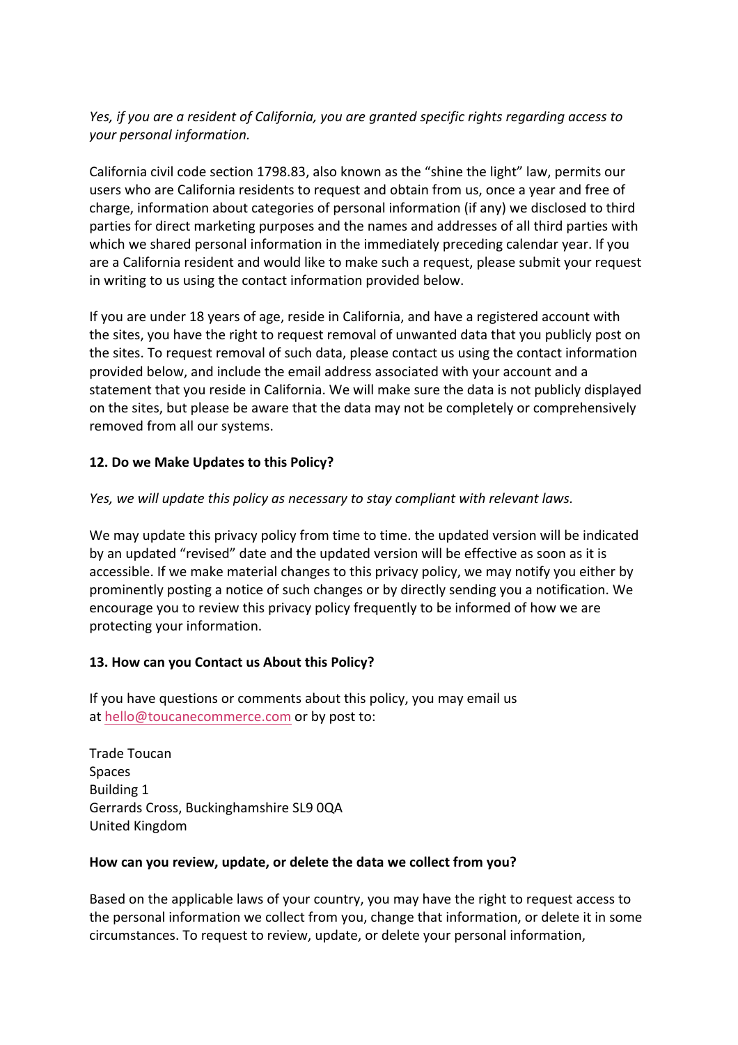*Yes, if you are a resident of California, you are granted specific rights regarding access to your personal information.*

California civil code section 1798.83, also known as the "shine the light" law, permits our users who are California residents to request and obtain from us, once a year and free of charge, information about categories of personal information (if any) we disclosed to third parties for direct marketing purposes and the names and addresses of all third parties with which we shared personal information in the immediately preceding calendar year. If you are a California resident and would like to make such a request, please submit your request in writing to us using the contact information provided below.

If you are under 18 years of age, reside in California, and have a registered account with the sites, you have the right to request removal of unwanted data that you publicly post on the sites. To request removal of such data, please contact us using the contact information provided below, and include the email address associated with your account and a statement that you reside in California. We will make sure the data is not publicly displayed on the sites, but please be aware that the data may not be completely or comprehensively removed from all our systems.

**12. Do we Make Updates to this Policy?**

*Yes, we will update this policy as necessary to stay compliant with relevant laws.*

We may update this privacy policy from time to time. the updated version will be indicated by an updated "revised" date and the updated version will be effective as soon as it is accessible. If we make material changes to this privacy policy, we may notify you either by prominently posting a notice of such changes or by directly sending you a notification. We encourage you to review this privacy policy frequently to be informed of how we are protecting your information.

**13. How can you Contact us About this Policy?**

If you have questions or comments about this policy, you may email us at hello@toucanecommerce.com or by post to:

Trade Toucan
Spaces
Building 1
Gerrards Cross, Buckinghamshire SL9 0QA
United Kingdom

**How can you review, update, or delete the data we collect from you?**

Based on the applicable laws of your country, you may have the right to request access to the personal information we collect from you, change that information, or delete it in some circumstances. To request to review, update, or delete your personal information,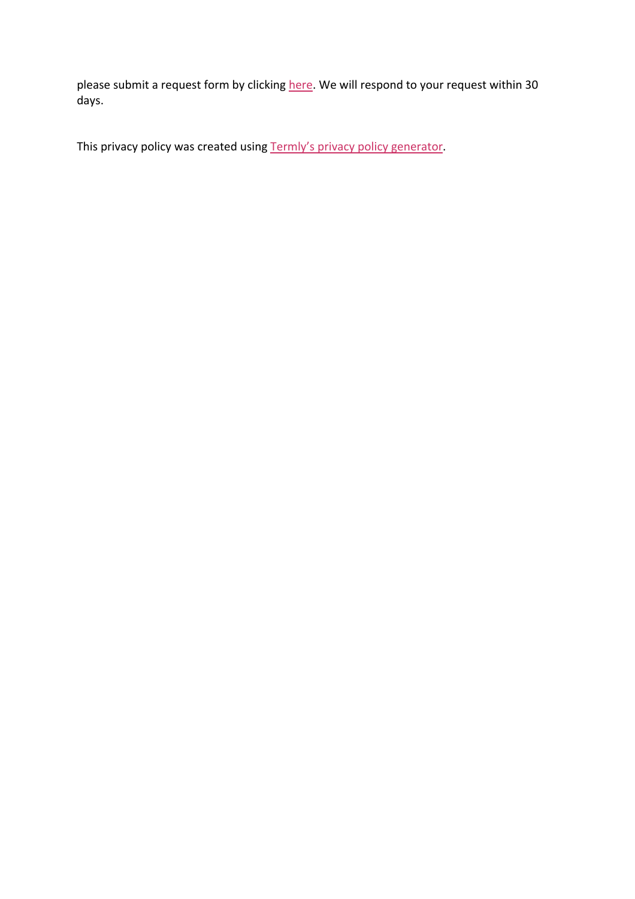please submit a request form by clicking here. We will respond to your request within 30 days.

This privacy policy was created using Termly's privacy policy generator.